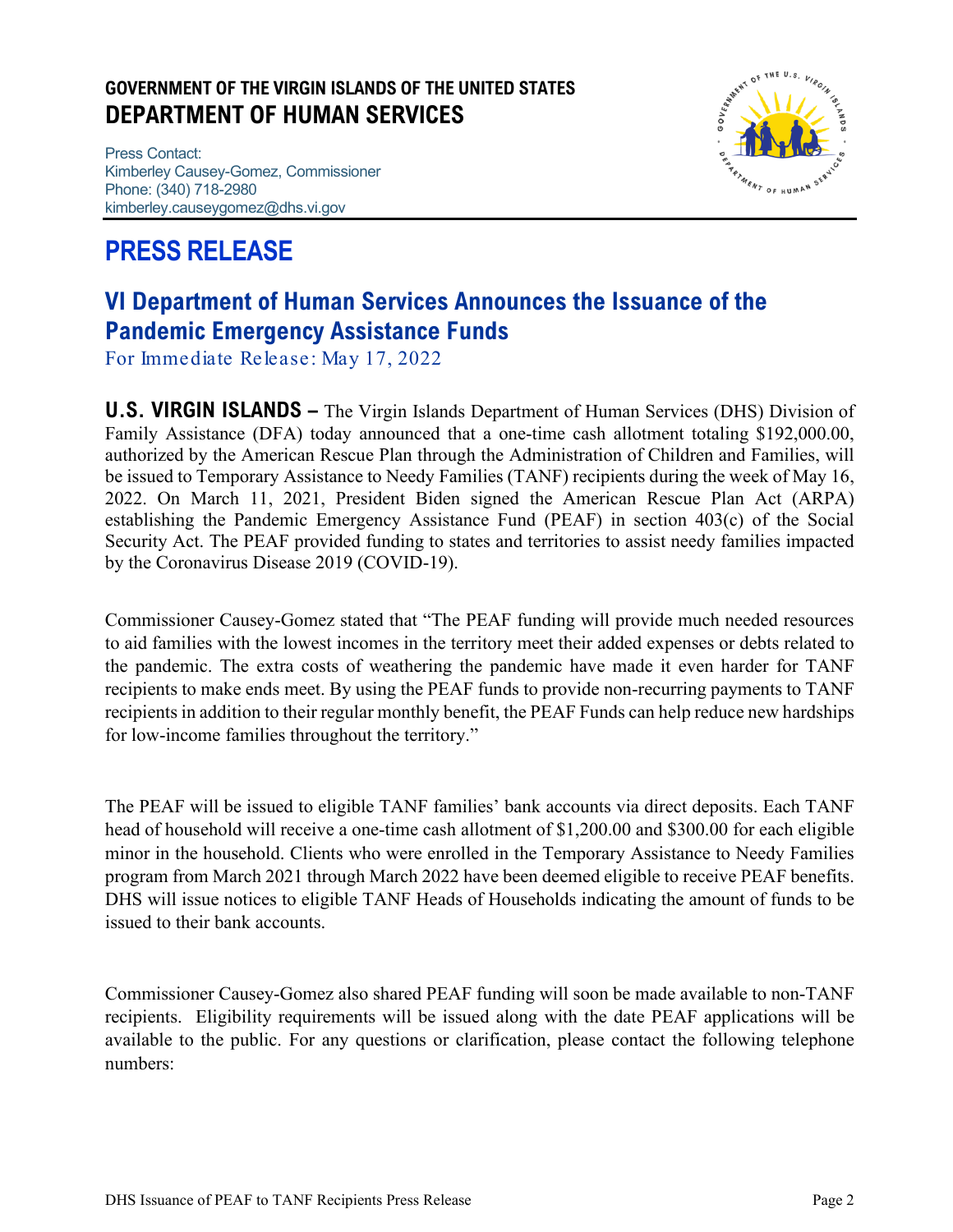**GOVERNMENT OF THE VIRGIN ISLANDS OF THE UNITED STATES**
**DEPARTMENT OF HUMAN SERVICES**

Press Contact:
Kimberley Causey-Gomez, Commissioner
Phone: (340) 718-2980
kimberley.causeygomez@dhs.vi.gov

# PRESS RELEASE

## VI Department of Human Services Announces the Issuance of the Pandemic Emergency Assistance Funds

For Immediate Release: May 17, 2022

**U.S. VIRGIN ISLANDS –** The Virgin Islands Department of Human Services (DHS) Division of Family Assistance (DFA) today announced that a one-time cash allotment totaling $192,000.00, authorized by the American Rescue Plan through the Administration of Children and Families, will be issued to Temporary Assistance to Needy Families (TANF) recipients during the week of May 16, 2022. On March 11, 2021, President Biden signed the American Rescue Plan Act (ARPA) establishing the Pandemic Emergency Assistance Fund (PEAF) in section 403(c) of the Social Security Act. The PEAF provided funding to states and territories to assist needy families impacted by the Coronavirus Disease 2019 (COVID-19).

Commissioner Causey-Gomez stated that "The PEAF funding will provide much needed resources to aid families with the lowest incomes in the territory meet their added expenses or debts related to the pandemic. The extra costs of weathering the pandemic have made it even harder for TANF recipients to make ends meet. By using the PEAF funds to provide non-recurring payments to TANF recipients in addition to their regular monthly benefit, the PEAF Funds can help reduce new hardships for low-income families throughout the territory."

The PEAF will be issued to eligible TANF families' bank accounts via direct deposits. Each TANF head of household will receive a one-time cash allotment of $1,200.00 and $300.00 for each eligible minor in the household. Clients who were enrolled in the Temporary Assistance to Needy Families program from March 2021 through March 2022 have been deemed eligible to receive PEAF benefits. DHS will issue notices to eligible TANF Heads of Households indicating the amount of funds to be issued to their bank accounts.

Commissioner Causey-Gomez also shared PEAF funding will soon be made available to non-TANF recipients. Eligibility requirements will be issued along with the date PEAF applications will be available to the public. For any questions or clarification, please contact the following telephone numbers: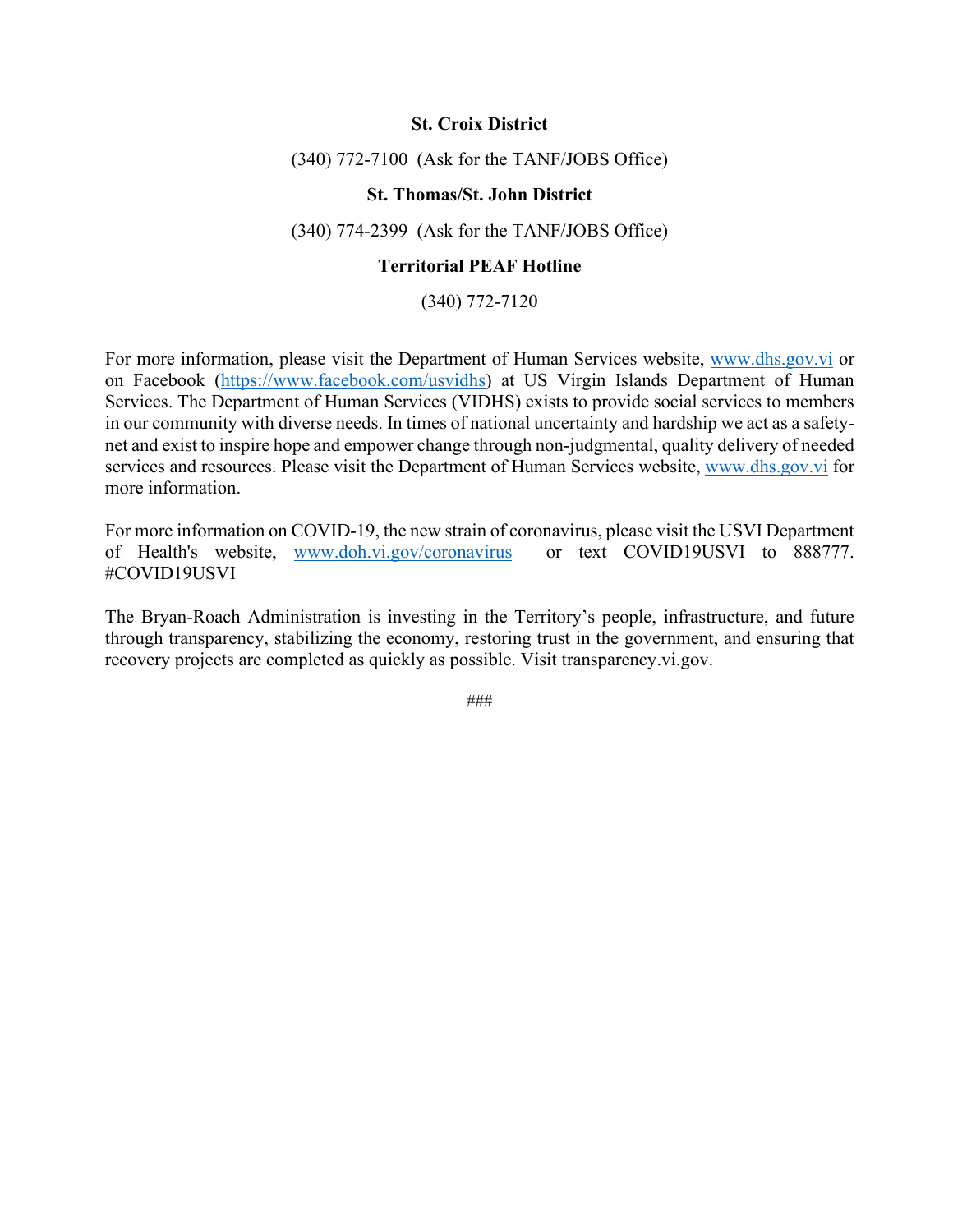**St. Croix District**

(340) 772-7100 (Ask for the TANF/JOBS Office)

**St. Thomas/St. John District**

(340) 774-2399 (Ask for the TANF/JOBS Office)

**Territorial PEAF Hotline**

(340) 772-7120

For more information, please visit the Department of Human Services website, www.dhs.gov.vi or on Facebook (https://www.facebook.com/usvidhs) at US Virgin Islands Department of Human Services. The Department of Human Services (VIDHS) exists to provide social services to members in our community with diverse needs. In times of national uncertainty and hardship we act as a safety-net and exist to inspire hope and empower change through non-judgmental, quality delivery of needed services and resources. Please visit the Department of Human Services website, www.dhs.gov.vi for more information.

For more information on COVID-19, the new strain of coronavirus, please visit the USVI Department of Health's website, www.doh.vi.gov/coronavirus or text COVID19USVI to 888777. #COVID19USVI

The Bryan-Roach Administration is investing in the Territory's people, infrastructure, and future through transparency, stabilizing the economy, restoring trust in the government, and ensuring that recovery projects are completed as quickly as possible. Visit transparency.vi.gov.

###